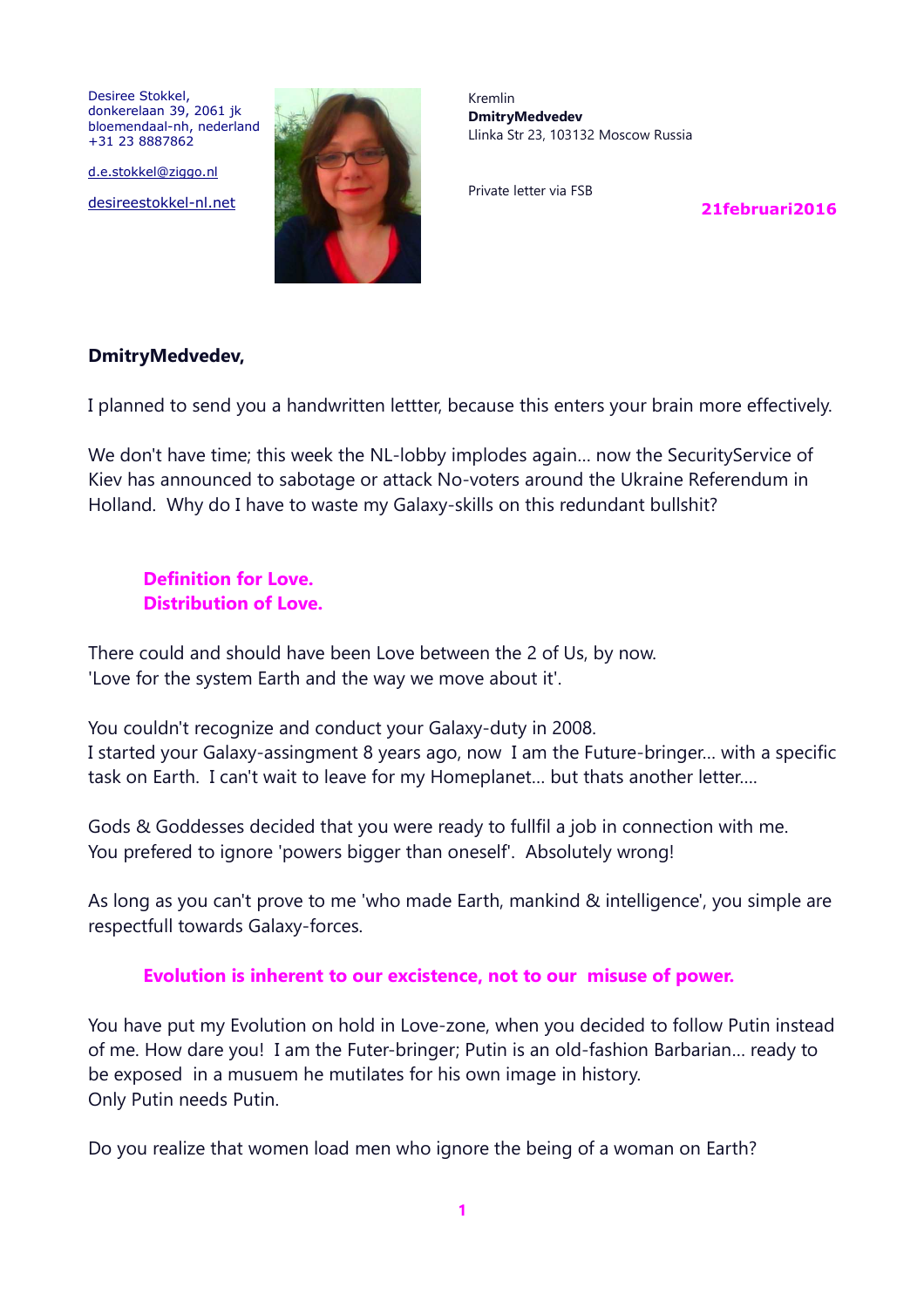Desiree Stokkel,
donkerelaan 39, 2061 jk
bloemendaal-nh, nederland
+31 23 8887862

d.e.stokkel@ziggo.nl

desireestokkel-nl.net

Kremlin
**DmitryMedvedev**
Llinka Str 23, 103132 Moscow Russia

Private letter via FSB

**21februari2016**

**DmitryMedvedev,**

I planned to send you a handwritten lettter, because this enters your brain more effectively.

We don't have time; this week the NL-lobby implodes again... now the SecurityService of Kiev has announced to sabotage or attack No-voters around the Ukraine Referendum in Holland. Why do I have to waste my Galaxy-skills on this redundant bullshit?

**Definition for Love.**
**Distribution of Love.**

There could and should have been Love between the 2 of Us, by now.
'Love for the system Earth and the way we move about it'.

You couldn't recognize and conduct your Galaxy-duty in 2008.
I started your Galaxy-assingment 8 years ago, now I am the Future-bringer... with a specific task on Earth. I can't wait to leave for my Homeplanet... but thats another letter....

Gods & Goddesses decided that you were ready to fullfil a job in connection with me.
You prefered to ignore 'powers bigger than oneself'. Absolutely wrong!

As long as you can't prove to me 'who made Earth, mankind & intelligence', you simple are respectfull towards Galaxy-forces.

**Evolution is inherent to our excistence, not to our misuse of power.**

You have put my Evolution on hold in Love-zone, when you decided to follow Putin instead of me. How dare you! I am the Futer-bringer; Putin is an old-fashion Barbarian... ready to be exposed in a musuem he mutilates for his own image in history.
Only Putin needs Putin.

Do you realize that women load men who ignore the being of a woman on Earth?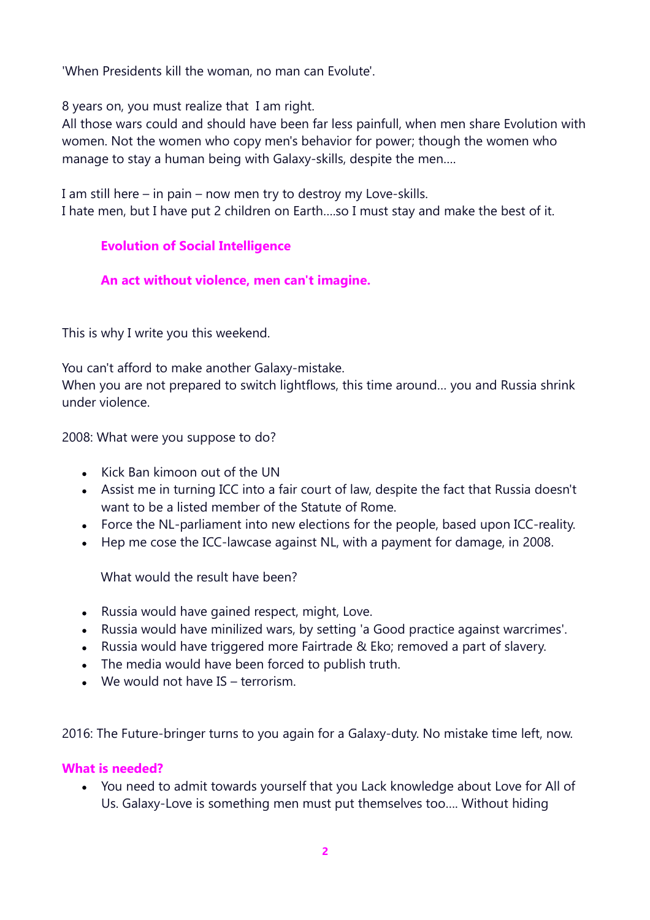'When Presidents kill the woman, no man can Evolute'.

8 years on, you must realize that I am right.
All those wars could and should have been far less painfull, when men share Evolution with women. Not the women who copy men's behavior for power; though the women who manage to stay a human being with Galaxy-skills, despite the men….

I am still here – in pain – now men try to destroy my Love-skills.
I hate men, but I have put 2 children on Earth….so I must stay and make the best of it.

**Evolution of Social Intelligence**

**An act without violence, men can't imagine.**

This is why I write you this weekend.

You can't afford to make another Galaxy-mistake.
When you are not prepared to switch lightflows, this time around… you and Russia shrink under violence.

2008: What were you suppose to do?

- Kick Ban kimoon out of the UN
- Assist me in turning ICC into a fair court of law, despite the fact that Russia doesn't want to be a listed member of the Statute of Rome.
- Force the NL-parliament into new elections for the people, based upon ICC-reality.
- Hep me cose the ICC-lawcase against NL, with a payment for damage, in 2008.

What would the result have been?

- Russia would have gained respect, might, Love.
- Russia would have minilized wars, by setting 'a Good practice against warcrimes'.
- Russia would have triggered more Fairtrade & Eko; removed a part of slavery.
- The media would have been forced to publish truth.
- We would not have IS – terrorism.

2016: The Future-bringer turns to you again for a Galaxy-duty. No mistake time left, now.

**What is needed?**

- You need to admit towards yourself that you Lack knowledge about Love for All of Us. Galaxy-Love is something men must put themselves too…. Without hiding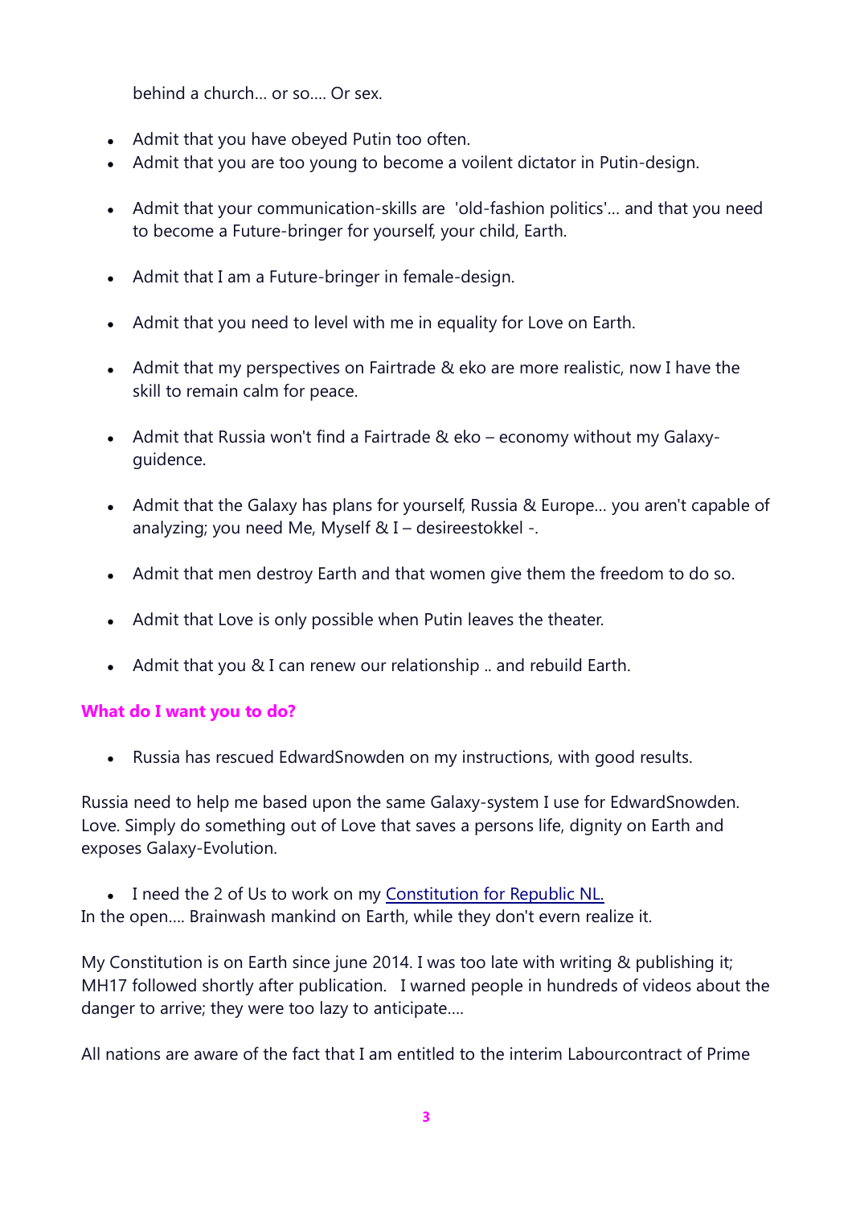behind a church… or so…. Or sex.

- Admit that you have obeyed Putin too often.
- Admit that you are too young to become a voilent dictator in Putin-design.
- Admit that your communication-skills are 'old-fashion politics'… and that you need to become a Future-bringer for yourself, your child, Earth.
- Admit that I am a Future-bringer in female-design.
- Admit that you need to level with me in equality for Love on Earth.
- Admit that my perspectives on Fairtrade & eko are more realistic, now I have the skill to remain calm for peace.
- Admit that Russia won't find a Fairtrade & eko – economy without my Galaxy-guidence.
- Admit that the Galaxy has plans for yourself, Russia & Europe… you aren't capable of analyzing; you need Me, Myself & I – desireestokkel -.
- Admit that men destroy Earth and that women give them the freedom to do so.
- Admit that Love is only possible when Putin leaves the theater.
- Admit that you & I can renew our relationship .. and rebuild Earth.

**What do I want you to do?**

- Russia has rescued EdwardSnowden on my instructions, with good results.

Russia need to help me based upon the same Galaxy-system I use for EdwardSnowden. Love. Simply do something out of Love that saves a persons life, dignity on Earth and exposes Galaxy-Evolution.

- I need the 2 of Us to work on my Constitution for Republic NL.

In the open…. Brainwash mankind on Earth, while they don't evern realize it.

My Constitution is on Earth since june 2014. I was too late with writing & publishing it; MH17 followed shortly after publication. I warned people in hundreds of videos about the danger to arrive; they were too lazy to anticipate….

All nations are aware of the fact that I am entitled to the interim Labourcontract of Prime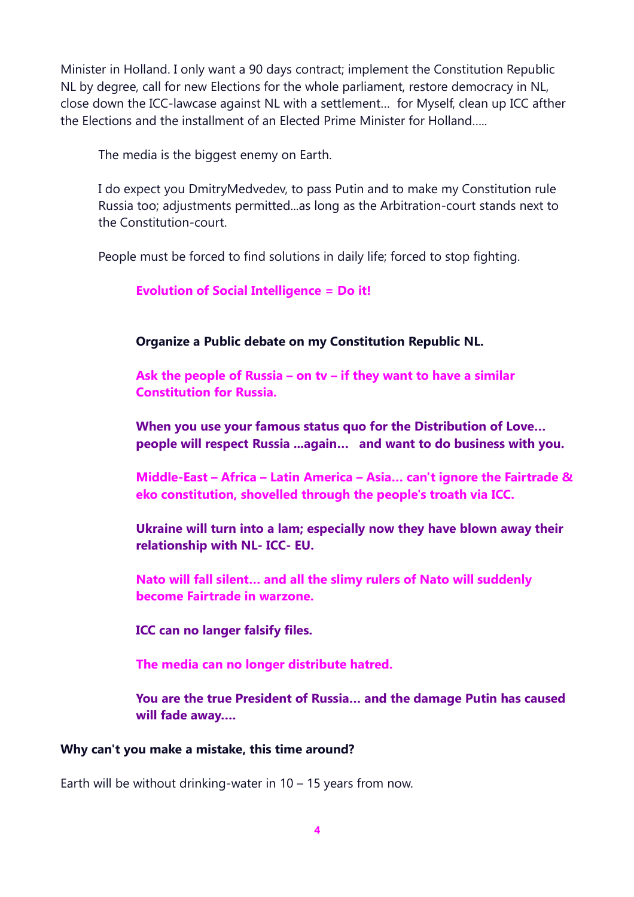Minister in Holland. I only want a 90 days contract; implement the Constitution Republic NL by degree, call for new Elections for the whole parliament, restore democracy in NL, close down the ICC-lawcase against NL with a settlement… for Myself, clean up ICC afther the Elections and the installment of an Elected Prime Minister for Holland…..

The media is the biggest enemy on Earth.

I do expect you DmitryMedvedev, to pass Putin and to make my Constitution rule Russia too; adjustments permitted...as long as the Arbitration-court stands next to the Constitution-court.

People must be forced to find solutions in daily life; forced to stop fighting.

**Evolution of Social Intelligence = Do it!**

**Organize a Public debate on my Constitution Republic NL.**

**Ask the people of Russia – on tv – if they want to have a similar Constitution for Russia.**

**When you use your famous status quo for the Distribution of Love… people will respect Russia ...again… and want to do business with you.**

**Middle-East – Africa – Latin America – Asia… can't ignore the Fairtrade & eko constitution, shovelled through the people's troath via ICC.**

**Ukraine will turn into a lam; especially now they have blown away their relationship with NL- ICC- EU.**

**Nato will fall silent… and all the slimy rulers of Nato will suddenly become Fairtrade in warzone.**

**ICC can no langer falsify files.**

**The media can no longer distribute hatred.**

**You are the true President of Russia… and the damage Putin has caused will fade away….**

**Why can't you make a mistake, this time around?**

Earth will be without drinking-water in 10 – 15 years from now.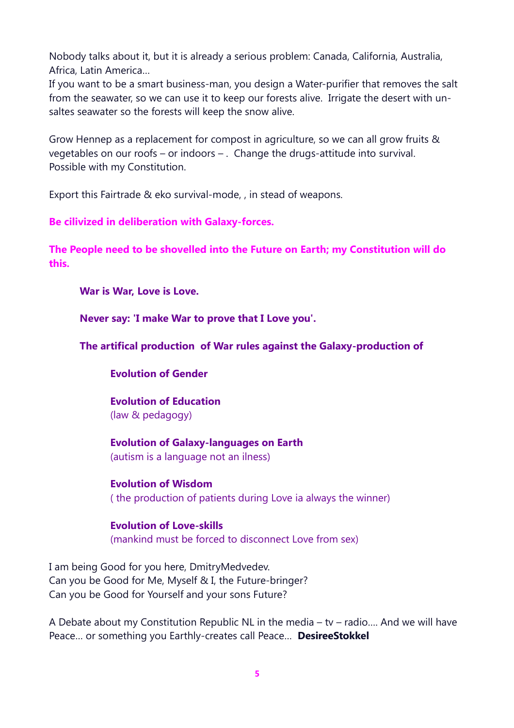Nobody talks about it, but it is already a serious problem: Canada, California, Australia, Africa, Latin America...
If you want to be a smart business-man, you design a Water-purifier that removes the salt from the seawater, so we can use it to keep our forests alive. Irrigate the desert with un-saltes seawater so the forests will keep the snow alive.

Grow Hennep as a replacement for compost in agriculture, so we can all grow fruits & vegetables on our roofs – or indoors – . Change the drugs-attitude into survival.
Possible with my Constitution.

Export this Fairtrade & eko survival-mode, , in stead of weapons.

**Be cilivized in deliberation with Galaxy-forces.**

**The People need to be shovelled into the Future on Earth; my Constitution will do this.**

> **War is War, Love is Love.**
>
> **Never say: 'I make War to prove that I Love you'.**
>
> **The artifical production of War rules against the Galaxy-production of**
>
> > **Evolution of Gender**
> >
> > **Evolution of Education**
> > (law & pedagogy)
> >
> > **Evolution of Galaxy-languages on Earth**
> > (autism is a language not an ilness)
> >
> > **Evolution of Wisdom**
> > ( the production of patients during Love ia always the winner)
> >
> > **Evolution of Love-skills**
> > (mankind must be forced to disconnect Love from sex)

I am being Good for you here, DmitryMedvedev.
Can you be Good for Me, Myself & I, the Future-bringer?
Can you be Good for Yourself and your sons Future?

A Debate about my Constitution Republic NL in the media – tv – radio.... And we will have Peace... or something you Earthly-creates call Peace... **DesireeStokkel**